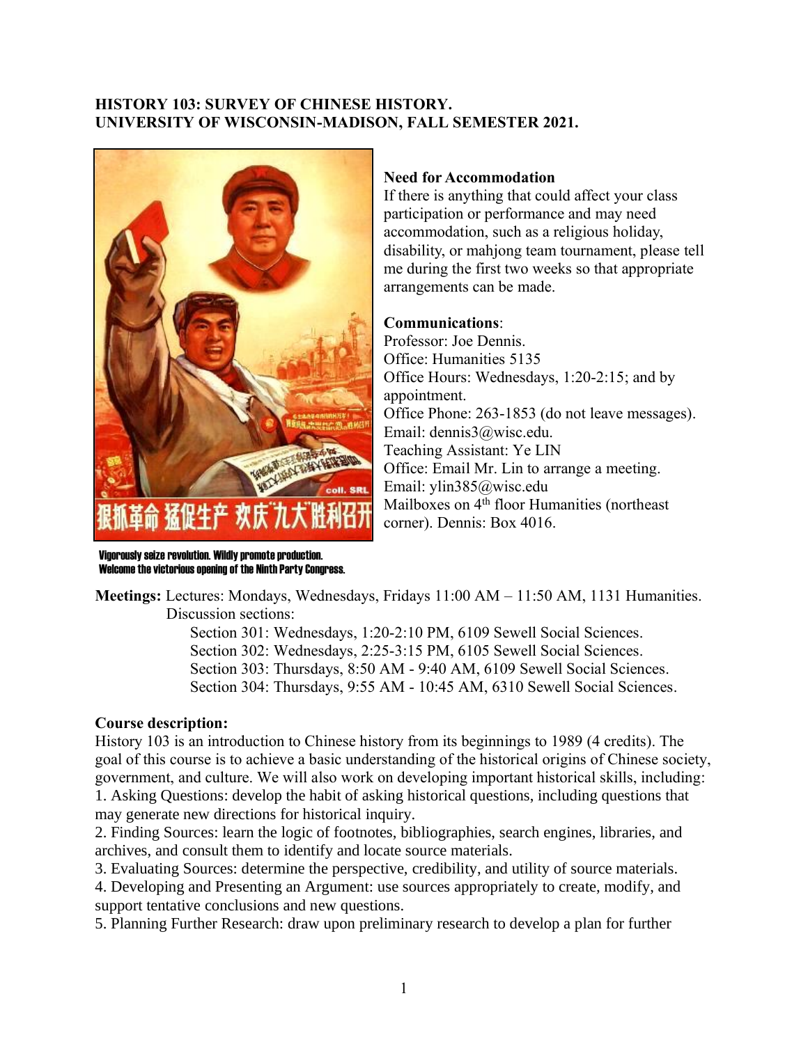**HISTORY 103: SURVEY OF CHINESE HISTORY.**
**UNIVERSITY OF WISCONSIN-MADISON, FALL SEMESTER 2021.**

Vigorously seize revolution. Wildly promote production.
Welcome the victorious opening of the Ninth Party Congress.

**Need for Accommodation**
If there is anything that could affect your class participation or performance and may need accommodation, such as a religious holiday, disability, or mahjong team tournament, please tell me during the first two weeks so that appropriate arrangements can be made.

**Communications**:
Professor: Joe Dennis.
Office: Humanities 5135
Office Hours: Wednesdays, 1:20-2:15; and by appointment.
Office Phone: 263-1853 (do not leave messages).
Email: dennis3@wisc.edu.
Teaching Assistant: Ye LIN
Office: Email Mr. Lin to arrange a meeting.
Email: ylin385@wisc.edu
Mailboxes on 4th floor Humanities (northeast corner). Dennis: Box 4016.

**Meetings:** Lectures: Mondays, Wednesdays, Fridays 11:00 AM – 11:50 AM, 1131 Humanities.
Discussion sections:
Section 301: Wednesdays, 1:20-2:10 PM, 6109 Sewell Social Sciences.
Section 302: Wednesdays, 2:25-3:15 PM, 6105 Sewell Social Sciences.
Section 303: Thursdays, 8:50 AM - 9:40 AM, 6109 Sewell Social Sciences.
Section 304: Thursdays, 9:55 AM - 10:45 AM, 6310 Sewell Social Sciences.

**Course description:**
History 103 is an introduction to Chinese history from its beginnings to 1989 (4 credits). The goal of this course is to achieve a basic understanding of the historical origins of Chinese society, government, and culture. We will also work on developing important historical skills, including:
1. Asking Questions: develop the habit of asking historical questions, including questions that may generate new directions for historical inquiry.
2. Finding Sources: learn the logic of footnotes, bibliographies, search engines, libraries, and archives, and consult them to identify and locate source materials.
3. Evaluating Sources: determine the perspective, credibility, and utility of source materials.
4. Developing and Presenting an Argument: use sources appropriately to create, modify, and support tentative conclusions and new questions.
5. Planning Further Research: draw upon preliminary research to develop a plan for further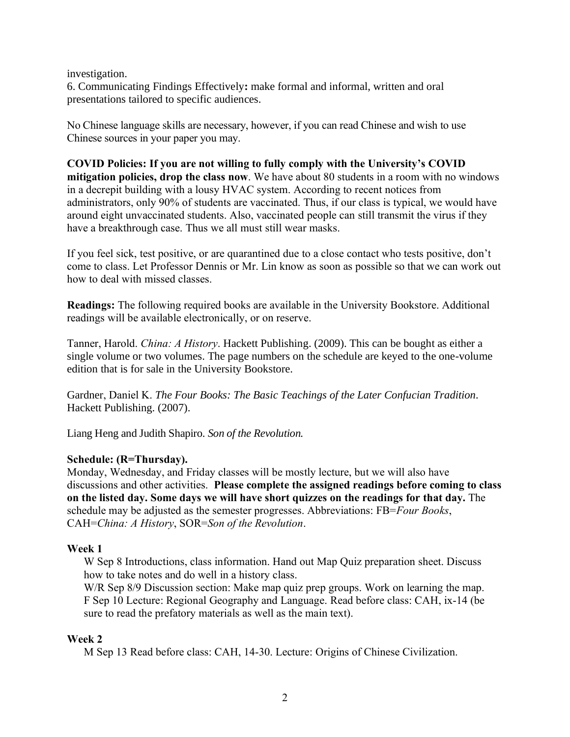investigation.

6. Communicating Findings Effectively**:** make formal and informal, written and oral presentations tailored to specific audiences.

No Chinese language skills are necessary, however, if you can read Chinese and wish to use Chinese sources in your paper you may.

**COVID Policies: If you are not willing to fully comply with the University's COVID mitigation policies, drop the class now**. We have about 80 students in a room with no windows in a decrepit building with a lousy HVAC system. According to recent notices from administrators, only 90% of students are vaccinated. Thus, if our class is typical, we would have around eight unvaccinated students. Also, vaccinated people can still transmit the virus if they have a breakthrough case. Thus we all must still wear masks.

If you feel sick, test positive, or are quarantined due to a close contact who tests positive, don't come to class. Let Professor Dennis or Mr. Lin know as soon as possible so that we can work out how to deal with missed classes.

**Readings:** The following required books are available in the University Bookstore. Additional readings will be available electronically, or on reserve.

Tanner, Harold. *China: A History*. Hackett Publishing. (2009). This can be bought as either a single volume or two volumes. The page numbers on the schedule are keyed to the one-volume edition that is for sale in the University Bookstore.

Gardner, Daniel K. *The Four Books: The Basic Teachings of the Later Confucian Tradition*. Hackett Publishing. (2007).

Liang Heng and Judith Shapiro. *Son of the Revolution.*

**Schedule: (R=Thursday).**

Monday, Wednesday, and Friday classes will be mostly lecture, but we will also have discussions and other activities. **Please complete the assigned readings before coming to class on the listed day. Some days we will have short quizzes on the readings for that day.** The schedule may be adjusted as the semester progresses. Abbreviations: FB=*Four Books*, CAH=*China: A History*, SOR=*Son of the Revolution*.

**Week 1**

W Sep 8 Introductions, class information. Hand out Map Quiz preparation sheet. Discuss how to take notes and do well in a history class.

W/R Sep 8/9 Discussion section: Make map quiz prep groups. Work on learning the map.

F Sep 10 Lecture: Regional Geography and Language. Read before class: CAH, ix-14 (be sure to read the prefatory materials as well as the main text).

**Week 2**

M Sep 13 Read before class: CAH, 14-30. Lecture: Origins of Chinese Civilization.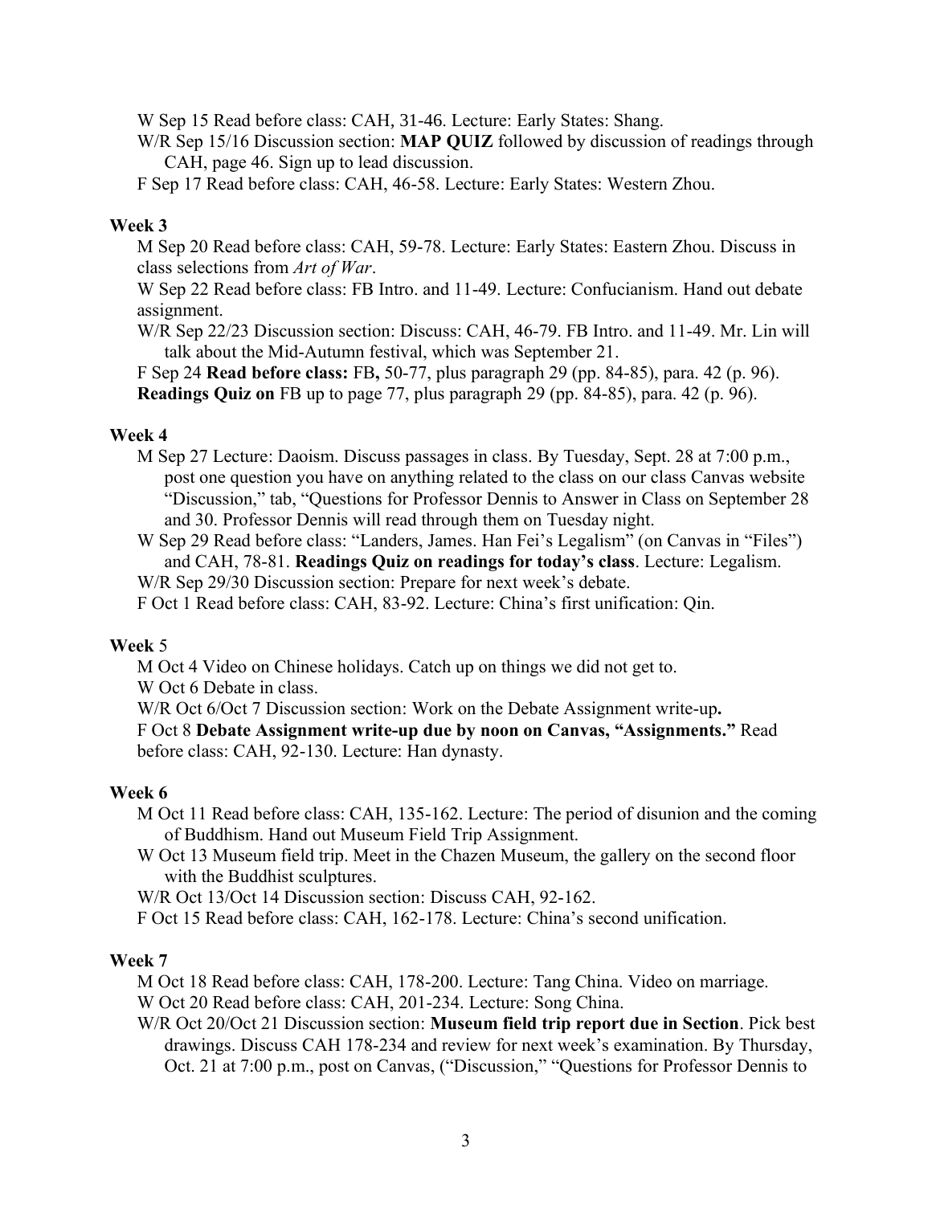W Sep 15 Read before class: CAH, 31-46. Lecture: Early States: Shang.

W/R Sep 15/16 Discussion section: **MAP QUIZ** followed by discussion of readings through CAH, page 46. Sign up to lead discussion.

F Sep 17 Read before class: CAH, 46-58. Lecture: Early States: Western Zhou.

**Week 3**

M Sep 20 Read before class: CAH, 59-78. Lecture: Early States: Eastern Zhou. Discuss in class selections from *Art of War*.

W Sep 22 Read before class: FB Intro. and 11-49. Lecture: Confucianism. Hand out debate assignment.

W/R Sep 22/23 Discussion section: Discuss: CAH, 46-79. FB Intro. and 11-49. Mr. Lin will talk about the Mid-Autumn festival, which was September 21.

F Sep 24 **Read before class:** FB**,** 50-77, plus paragraph 29 (pp. 84-85), para. 42 (p. 96). **Readings Quiz on** FB up to page 77, plus paragraph 29 (pp. 84-85), para. 42 (p. 96).

**Week 4**

M Sep 27 Lecture: Daoism. Discuss passages in class. By Tuesday, Sept. 28 at 7:00 p.m., post one question you have on anything related to the class on our class Canvas website "Discussion," tab, "Questions for Professor Dennis to Answer in Class on September 28 and 30. Professor Dennis will read through them on Tuesday night.

W Sep 29 Read before class: "Landers, James. Han Fei's Legalism" (on Canvas in "Files") and CAH, 78-81. **Readings Quiz on readings for today's class**. Lecture: Legalism.

W/R Sep 29/30 Discussion section: Prepare for next week's debate.

F Oct 1 Read before class: CAH, 83-92. Lecture: China's first unification: Qin.

**Week** 5

M Oct 4 Video on Chinese holidays. Catch up on things we did not get to.

W Oct 6 Debate in class.

W/R Oct 6/Oct 7 Discussion section: Work on the Debate Assignment write-up**.**

F Oct 8 **Debate Assignment write-up due by noon on Canvas, "Assignments."** Read before class: CAH, 92-130. Lecture: Han dynasty.

**Week 6**

M Oct 11 Read before class: CAH, 135-162. Lecture: The period of disunion and the coming of Buddhism. Hand out Museum Field Trip Assignment.

W Oct 13 Museum field trip. Meet in the Chazen Museum, the gallery on the second floor with the Buddhist sculptures.

W/R Oct 13/Oct 14 Discussion section: Discuss CAH, 92-162.

F Oct 15 Read before class: CAH, 162-178. Lecture: China's second unification.

**Week 7**

M Oct 18 Read before class: CAH, 178-200. Lecture: Tang China. Video on marriage.

W Oct 20 Read before class: CAH, 201-234. Lecture: Song China.

W/R Oct 20/Oct 21 Discussion section: **Museum field trip report due in Section**. Pick best drawings. Discuss CAH 178-234 and review for next week's examination. By Thursday, Oct. 21 at 7:00 p.m., post on Canvas, ("Discussion," "Questions for Professor Dennis to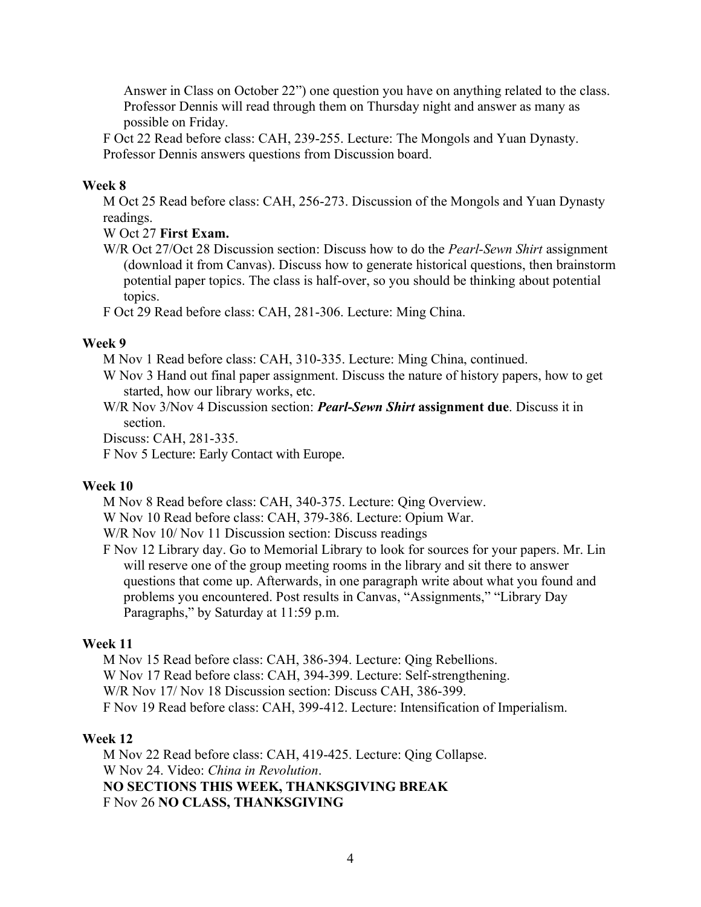Answer in Class on October 22") one question you have on anything related to the class. Professor Dennis will read through them on Thursday night and answer as many as possible on Friday.

F Oct 22 Read before class: CAH, 239-255. Lecture: The Mongols and Yuan Dynasty. Professor Dennis answers questions from Discussion board.

**Week 8**

M Oct 25 Read before class: CAH, 256-273. Discussion of the Mongols and Yuan Dynasty readings.

W Oct 27 **First Exam.**

W/R Oct 27/Oct 28 Discussion section: Discuss how to do the *Pearl-Sewn Shirt* assignment (download it from Canvas). Discuss how to generate historical questions, then brainstorm potential paper topics. The class is half-over, so you should be thinking about potential topics.

F Oct 29 Read before class: CAH, 281-306. Lecture: Ming China.

**Week 9**

M Nov 1 Read before class: CAH, 310-335. Lecture: Ming China, continued.

W Nov 3 Hand out final paper assignment. Discuss the nature of history papers, how to get started, how our library works, etc.

W/R Nov 3/Nov 4 Discussion section: ***Pearl-Sewn Shirt* assignment due**. Discuss it in section.

Discuss: CAH, 281-335.

F Nov 5 Lecture: Early Contact with Europe.

**Week 10**

M Nov 8 Read before class: CAH, 340-375. Lecture: Qing Overview.

W Nov 10 Read before class: CAH, 379-386. Lecture: Opium War.

W/R Nov 10/ Nov 11 Discussion section: Discuss readings

F Nov 12 Library day. Go to Memorial Library to look for sources for your papers. Mr. Lin will reserve one of the group meeting rooms in the library and sit there to answer questions that come up. Afterwards, in one paragraph write about what you found and problems you encountered. Post results in Canvas, "Assignments," "Library Day Paragraphs," by Saturday at 11:59 p.m.

**Week 11**

M Nov 15 Read before class: CAH, 386-394. Lecture: Qing Rebellions.

W Nov 17 Read before class: CAH, 394-399. Lecture: Self-strengthening.

W/R Nov 17/ Nov 18 Discussion section: Discuss CAH, 386-399.

F Nov 19 Read before class: CAH, 399-412. Lecture: Intensification of Imperialism.

**Week 12**

M Nov 22 Read before class: CAH, 419-425. Lecture: Qing Collapse.

W Nov 24. Video: *China in Revolution*.

**NO SECTIONS THIS WEEK, THANKSGIVING BREAK**

F Nov 26 **NO CLASS, THANKSGIVING**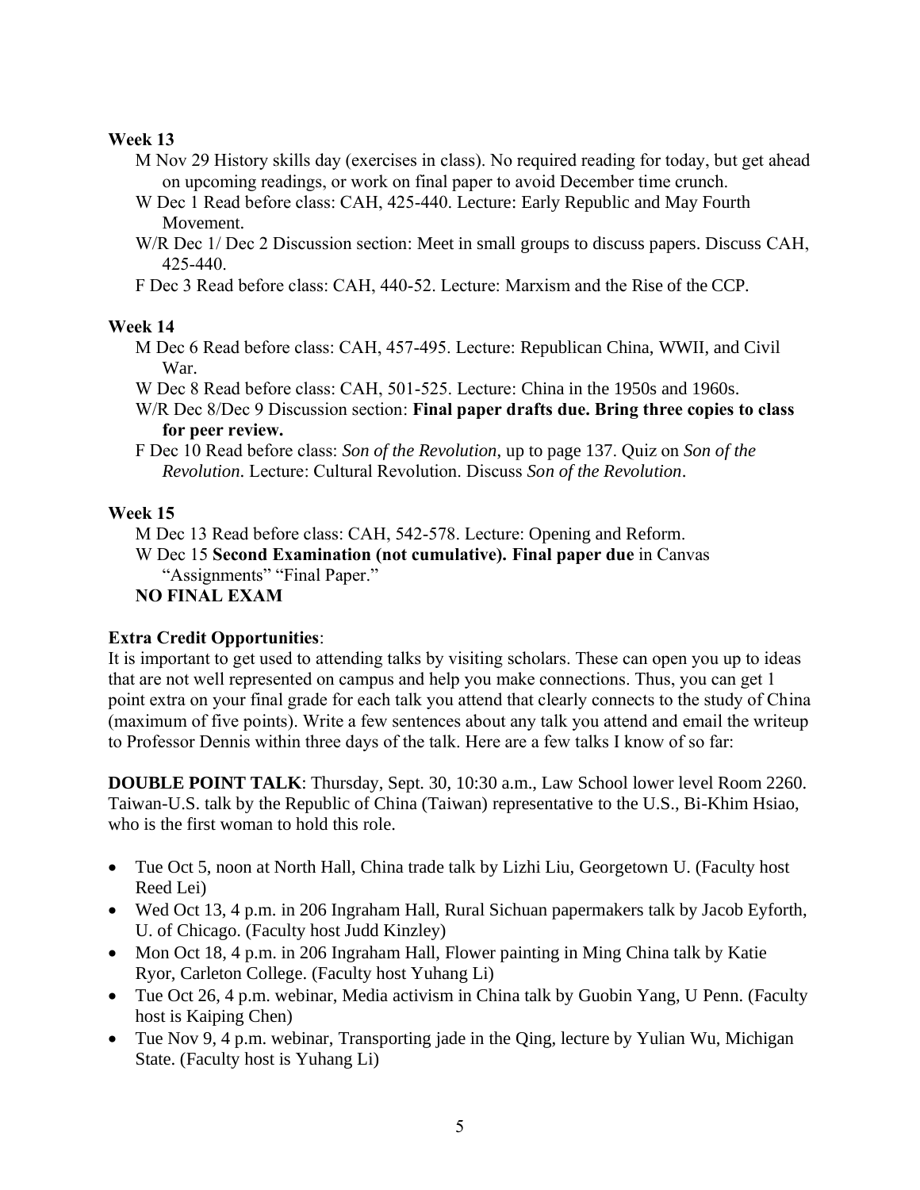**Week 13**

- M Nov 29 History skills day (exercises in class). No required reading for today, but get ahead on upcoming readings, or work on final paper to avoid December time crunch.
- W Dec 1 Read before class: CAH, 425-440. Lecture: Early Republic and May Fourth Movement.
- W/R Dec 1/ Dec 2 Discussion section: Meet in small groups to discuss papers. Discuss CAH, 425-440.
- F Dec 3 Read before class: CAH, 440-52. Lecture: Marxism and the Rise of the CCP.

**Week 14**

- M Dec 6 Read before class: CAH, 457-495. Lecture: Republican China, WWII, and Civil War.
- W Dec 8 Read before class: CAH, 501-525. Lecture: China in the 1950s and 1960s.
- W/R Dec 8/Dec 9 Discussion section: **Final paper drafts due. Bring three copies to class for peer review.**
- F Dec 10 Read before class: *Son of the Revolution*, up to page 137. Quiz on *Son of the Revolution*. Lecture: Cultural Revolution. Discuss *Son of the Revolution*.

**Week 15**

- M Dec 13 Read before class: CAH, 542-578. Lecture: Opening and Reform.
- W Dec 15 **Second Examination (not cumulative). Final paper due** in Canvas "Assignments" "Final Paper."

**NO FINAL EXAM**

**Extra Credit Opportunities**:

It is important to get used to attending talks by visiting scholars. These can open you up to ideas that are not well represented on campus and help you make connections. Thus, you can get 1 point extra on your final grade for each talk you attend that clearly connects to the study of China (maximum of five points). Write a few sentences about any talk you attend and email the writeup to Professor Dennis within three days of the talk. Here are a few talks I know of so far:

**DOUBLE POINT TALK**: Thursday, Sept. 30, 10:30 a.m., Law School lower level Room 2260. Taiwan-U.S. talk by the Republic of China (Taiwan) representative to the U.S., Bi-Khim Hsiao, who is the first woman to hold this role.

- Tue Oct 5, noon at North Hall, China trade talk by Lizhi Liu, Georgetown U. (Faculty host Reed Lei)
- Wed Oct 13, 4 p.m. in 206 Ingraham Hall, Rural Sichuan papermakers talk by Jacob Eyforth, U. of Chicago. (Faculty host Judd Kinzley)
- Mon Oct 18, 4 p.m. in 206 Ingraham Hall, Flower painting in Ming China talk by Katie Ryor, Carleton College. (Faculty host Yuhang Li)
- Tue Oct 26, 4 p.m. webinar, Media activism in China talk by Guobin Yang, U Penn. (Faculty host is Kaiping Chen)
- Tue Nov 9, 4 p.m. webinar, Transporting jade in the Qing, lecture by Yulian Wu, Michigan State. (Faculty host is Yuhang Li)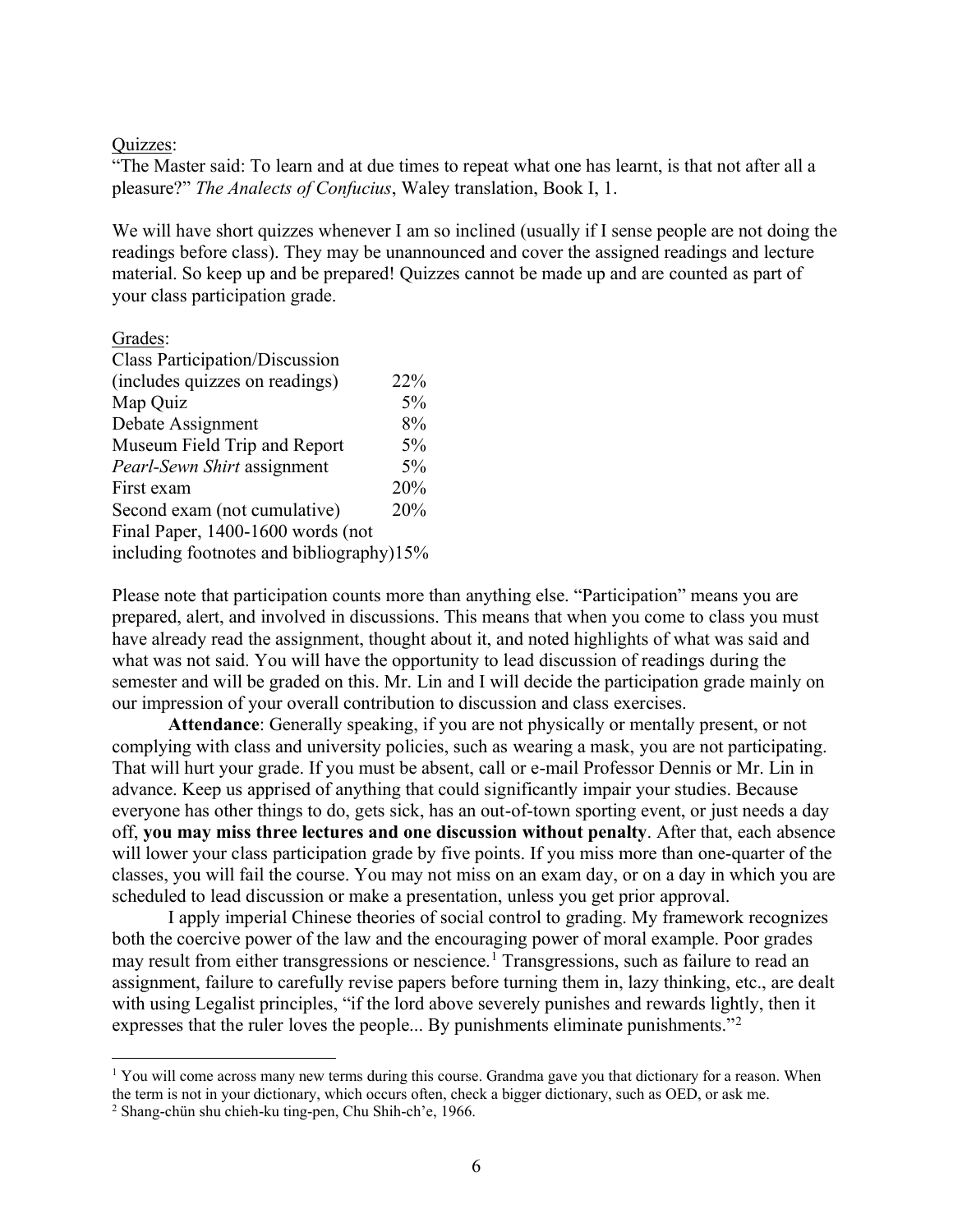Quizzes:

"The Master said: To learn and at due times to repeat what one has learnt, is that not after all a pleasure?" *The Analects of Confucius*, Waley translation, Book I, 1.

We will have short quizzes whenever I am so inclined (usually if I sense people are not doing the readings before class). They may be unannounced and cover the assigned readings and lecture material. So keep up and be prepared! Quizzes cannot be made up and are counted as part of your class participation grade.

Grades:

| | |
|---|---|
| Class Participation/Discussion (includes quizzes on readings) | 22% |
| Map Quiz | 5% |
| Debate Assignment | 8% |
| Museum Field Trip and Report | 5% |
| *Pearl-Sewn Shirt* assignment | 5% |
| First exam | 20% |
| Second exam (not cumulative) | 20% |
| Final Paper, 1400-1600 words (not including footnotes and bibliography) | 15% |

Please note that participation counts more than anything else. "Participation" means you are prepared, alert, and involved in discussions. This means that when you come to class you must have already read the assignment, thought about it, and noted highlights of what was said and what was not said. You will have the opportunity to lead discussion of readings during the semester and will be graded on this. Mr. Lin and I will decide the participation grade mainly on our impression of your overall contribution to discussion and class exercises.

**Attendance**: Generally speaking, if you are not physically or mentally present, or not complying with class and university policies, such as wearing a mask, you are not participating. That will hurt your grade. If you must be absent, call or e-mail Professor Dennis or Mr. Lin in advance. Keep us apprised of anything that could significantly impair your studies. Because everyone has other things to do, gets sick, has an out-of-town sporting event, or just needs a day off, **you may miss three lectures and one discussion without penalty**. After that, each absence will lower your class participation grade by five points. If you miss more than one-quarter of the classes, you will fail the course. You may not miss on an exam day, or on a day in which you are scheduled to lead discussion or make a presentation, unless you get prior approval.

I apply imperial Chinese theories of social control to grading. My framework recognizes both the coercive power of the law and the encouraging power of moral example. Poor grades may result from either transgressions or nescience.[1] Transgressions, such as failure to read an assignment, failure to carefully revise papers before turning them in, lazy thinking, etc., are dealt with using Legalist principles, "if the lord above severely punishes and rewards lightly, then it expresses that the ruler loves the people... By punishments eliminate punishments."[2]

---

[1] You will come across many new terms during this course. Grandma gave you that dictionary for a reason. When the term is not in your dictionary, which occurs often, check a bigger dictionary, such as OED, or ask me.

[2] Shang-chün shu chieh-ku ting-pen, Chu Shih-ch'e, 1966.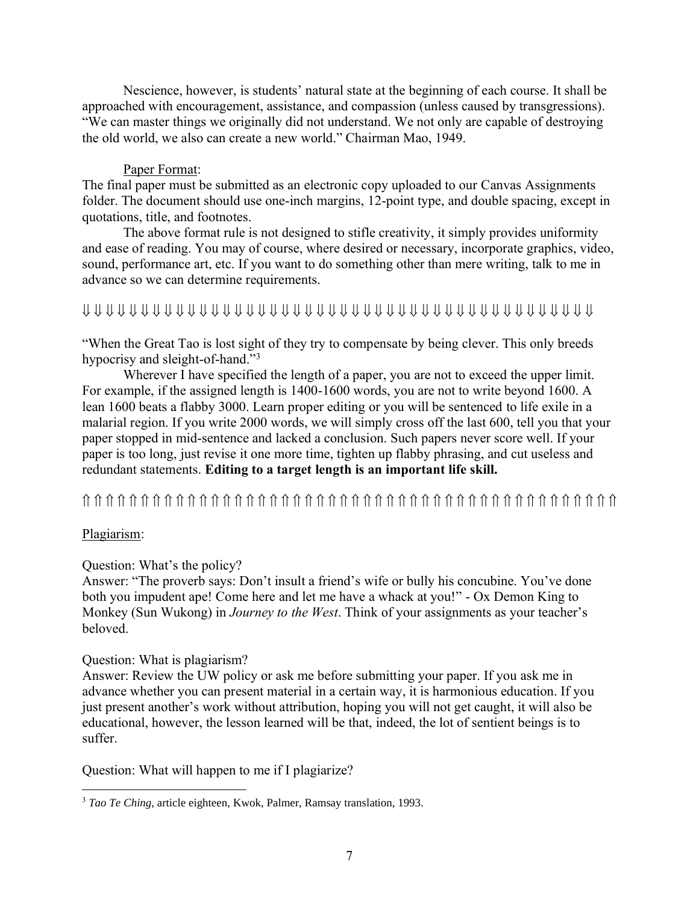Nescience, however, is students' natural state at the beginning of each course. It shall be approached with encouragement, assistance, and compassion (unless caused by transgressions). "We can master things we originally did not understand. We not only are capable of destroying the old world, we also can create a new world." Chairman Mao, 1949.

<u>Paper Format</u>:

The final paper must be submitted as an electronic copy uploaded to our Canvas Assignments folder. The document should use one-inch margins, 12-point type, and double spacing, except in quotations, title, and footnotes.

The above format rule is not designed to stifle creativity, it simply provides uniformity and ease of reading. You may of course, where desired or necessary, incorporate graphics, video, sound, performance art, etc. If you want to do something other than mere writing, talk to me in advance so we can determine requirements.

⇓⇓⇓⇓⇓⇓⇓⇓⇓⇓⇓⇓⇓⇓⇓⇓⇓⇓⇓⇓⇓⇓⇓⇓⇓⇓⇓⇓⇓⇓⇓⇓⇓⇓⇓⇓⇓⇓⇓⇓⇓⇓⇓⇓⇓⇓⇓⇓⇓⇓

"When the Great Tao is lost sight of they try to compensate by being clever. This only breeds hypocrisy and sleight-of-hand."[3]

Wherever I have specified the length of a paper, you are not to exceed the upper limit. For example, if the assigned length is 1400-1600 words, you are not to write beyond 1600. A lean 1600 beats a flabby 3000. Learn proper editing or you will be sentenced to life exile in a malarial region. If you write 2000 words, we will simply cross off the last 600, tell you that your paper stopped in mid-sentence and lacked a conclusion. Such papers never score well. If your paper is too long, just revise it one more time, tighten up flabby phrasing, and cut useless and redundant statements. **Editing to a target length is an important life skill.**

⇑⇑⇑⇑⇑⇑⇑⇑⇑⇑⇑⇑⇑⇑⇑⇑⇑⇑⇑⇑⇑⇑⇑⇑⇑⇑⇑⇑⇑⇑⇑⇑⇑⇑⇑⇑⇑⇑⇑⇑⇑⇑⇑⇑⇑⇑⇑⇑⇑⇑

<u>Plagiarism</u>:

Question: What's the policy?

Answer: "The proverb says: Don't insult a friend's wife or bully his concubine. You've done both you impudent ape! Come here and let me have a whack at you!" - Ox Demon King to Monkey (Sun Wukong) in *Journey to the West*. Think of your assignments as your teacher's beloved.

Question: What is plagiarism?

Answer: Review the UW policy or ask me before submitting your paper. If you ask me in advance whether you can present material in a certain way, it is harmonious education. If you just present another's work without attribution, hoping you will not get caught, it will also be educational, however, the lesson learned will be that, indeed, the lot of sentient beings is to suffer.

Question: What will happen to me if I plagiarize?

---

[3] *Tao Te Ching,* article eighteen, Kwok, Palmer, Ramsay translation, 1993.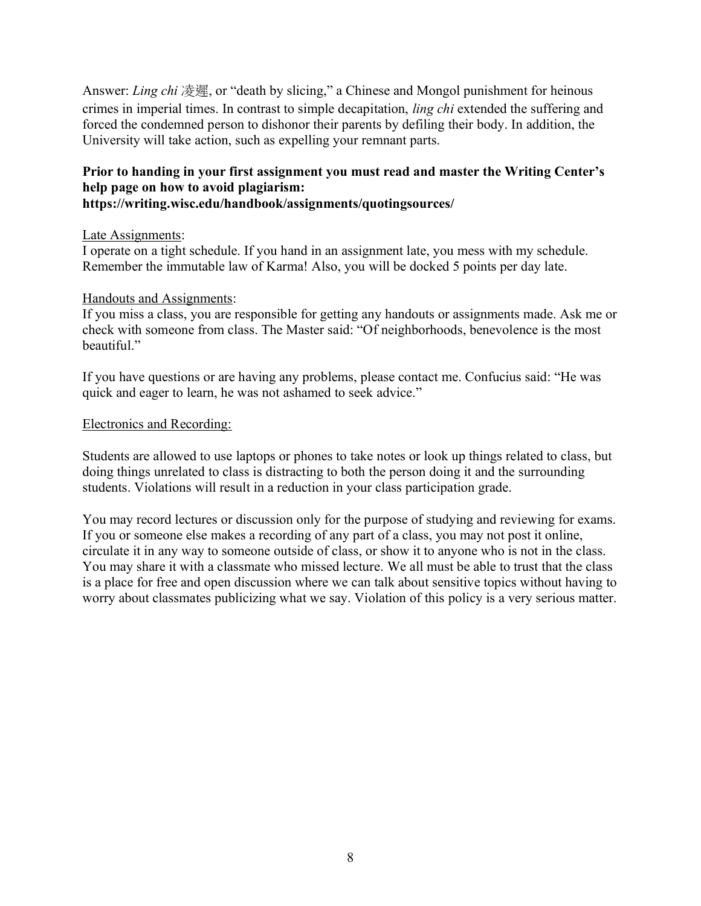Answer: *Ling chi* 凌遲, or "death by slicing," a Chinese and Mongol punishment for heinous crimes in imperial times. In contrast to simple decapitation, *ling chi* extended the suffering and forced the condemned person to dishonor their parents by defiling their body. In addition, the University will take action, such as expelling your remnant parts.

**Prior to handing in your first assignment you must read and master the Writing Center's help page on how to avoid plagiarism:**
**https://writing.wisc.edu/handbook/assignments/quotingsources/**

<u>Late Assignments</u>:
I operate on a tight schedule. If you hand in an assignment late, you mess with my schedule. Remember the immutable law of Karma! Also, you will be docked 5 points per day late.

<u>Handouts and Assignments</u>:
If you miss a class, you are responsible for getting any handouts or assignments made. Ask me or check with someone from class. The Master said: "Of neighborhoods, benevolence is the most beautiful."

If you have questions or are having any problems, please contact me. Confucius said: "He was quick and eager to learn, he was not ashamed to seek advice."

<u>Electronics and Recording:</u>

Students are allowed to use laptops or phones to take notes or look up things related to class, but doing things unrelated to class is distracting to both the person doing it and the surrounding students. Violations will result in a reduction in your class participation grade.

You may record lectures or discussion only for the purpose of studying and reviewing for exams. If you or someone else makes a recording of any part of a class, you may not post it online, circulate it in any way to someone outside of class, or show it to anyone who is not in the class. You may share it with a classmate who missed lecture. We all must be able to trust that the class is a place for free and open discussion where we can talk about sensitive topics without having to worry about classmates publicizing what we say. Violation of this policy is a very serious matter.